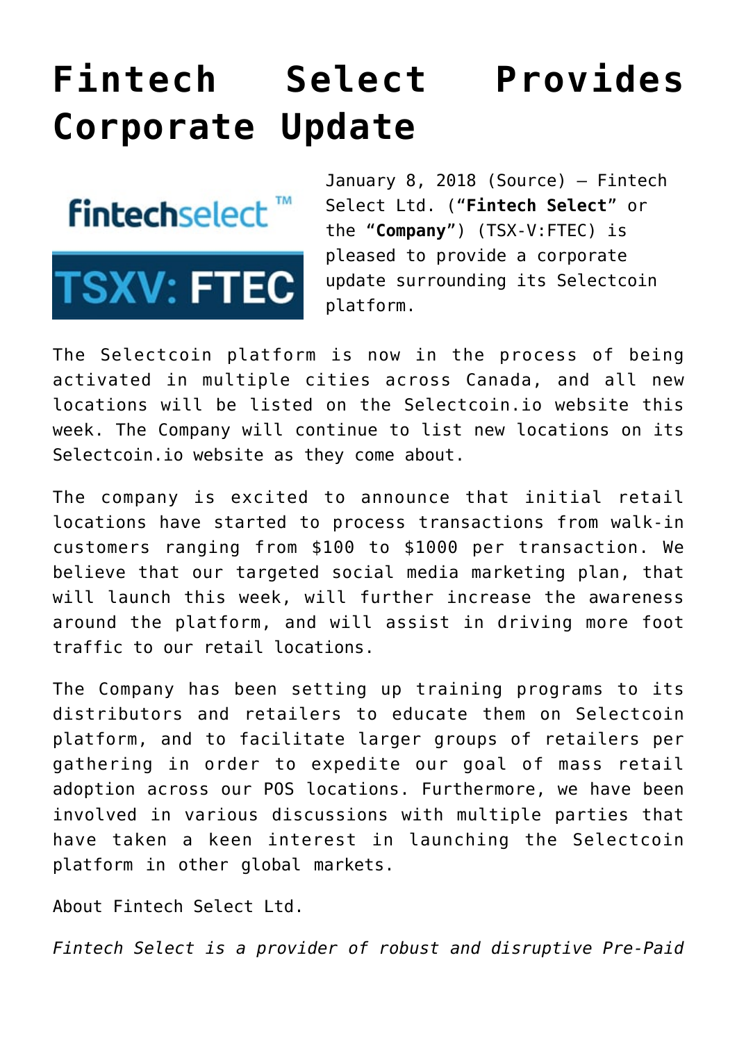# Fintech Select Provides Corporate Update

January 8, 2018 (Source) — Fintech Select Ltd. ("**Fintech Select**" or the "**Company**") (TSX-V:FTEC) is pleased to provide a corporate update surrounding its Selectcoin platform.

The Selectcoin platform is now in the process of being activated in multiple cities across Canada, and all new locations will be listed on the Selectcoin.io website this week. The Company will continue to list new locations on its Selectcoin.io website as they come about.

The company is excited to announce that initial retail locations have started to process transactions from walk-in customers ranging from $100 to $1000 per transaction. We believe that our targeted social media marketing plan, that will launch this week, will further increase the awareness around the platform, and will assist in driving more foot traffic to our retail locations.

The Company has been setting up training programs to its distributors and retailers to educate them on Selectcoin platform, and to facilitate larger groups of retailers per gathering in order to expedite our goal of mass retail adoption across our POS locations. Furthermore, we have been involved in various discussions with multiple parties that have taken a keen interest in launching the Selectcoin platform in other global markets.

About Fintech Select Ltd.

*Fintech Select is a provider of robust and disruptive Pre-Paid*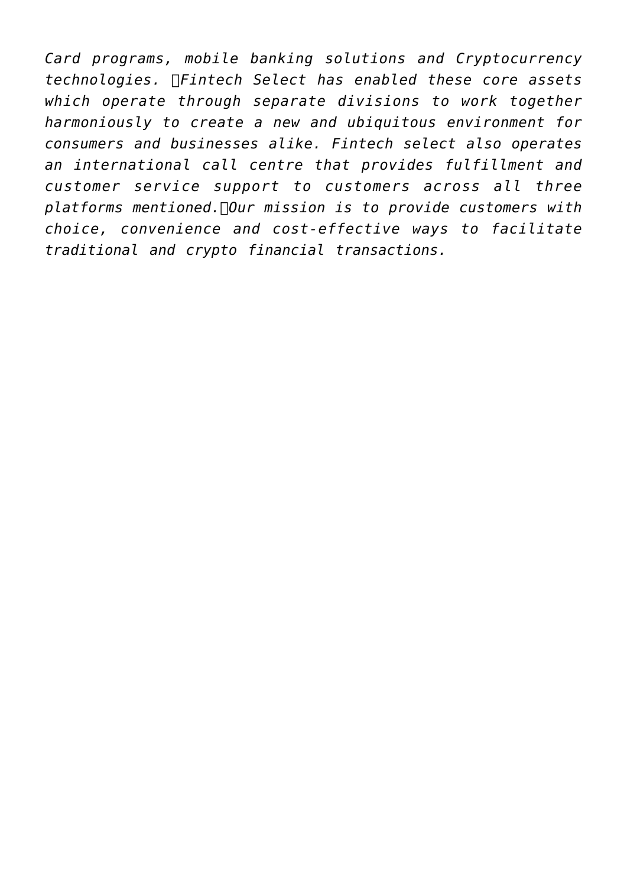*Card programs, mobile banking solutions and Cryptocurrency technologies. Fintech Select has enabled these core assets which operate through separate divisions to work together harmoniously to create a new and ubiquitous environment for consumers and businesses alike. Fintech select also operates an international call centre that provides fulfillment and customer service support to customers across all three platforms mentioned. Our mission is to provide customers with choice, convenience and cost-effective ways to facilitate traditional and crypto financial transactions.*